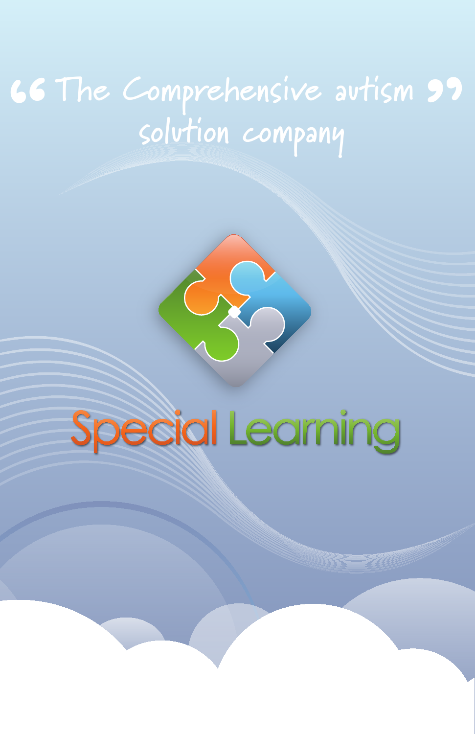> "The Comprehensive autism solution company"

# Special Learning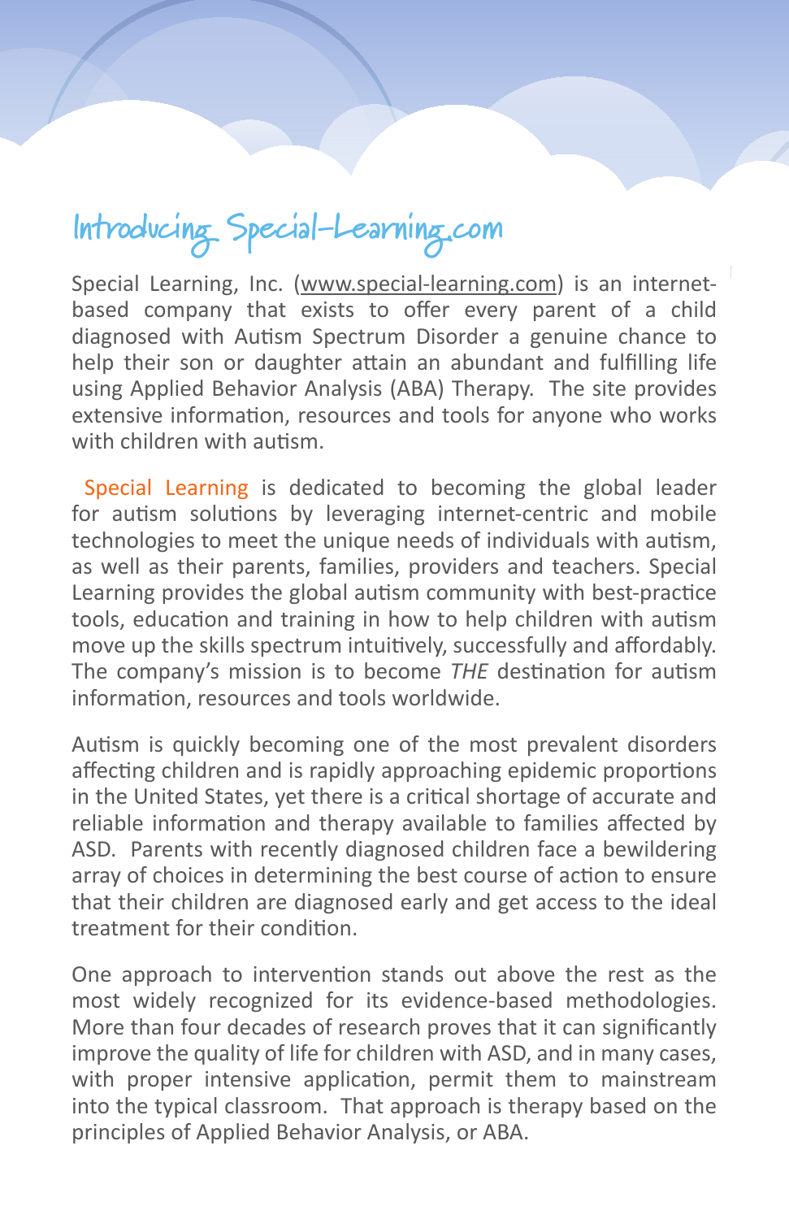# Introducing Special-Learning.com

Special Learning, Inc. (www.special-learning.com) is an internet-based company that exists to offer every parent of a child diagnosed with Autism Spectrum Disorder a genuine chance to help their son or daughter attain an abundant and fulfilling life using Applied Behavior Analysis (ABA) Therapy. The site provides extensive information, resources and tools for anyone who works with children with autism.

Special Learning is dedicated to becoming the global leader for autism solutions by leveraging internet-centric and mobile technologies to meet the unique needs of individuals with autism, as well as their parents, families, providers and teachers. Special Learning provides the global autism community with best-practice tools, education and training in how to help children with autism move up the skills spectrum intuitively, successfully and affordably. The company's mission is to become *THE* destination for autism information, resources and tools worldwide.

Autism is quickly becoming one of the most prevalent disorders affecting children and is rapidly approaching epidemic proportions in the United States, yet there is a critical shortage of accurate and reliable information and therapy available to families affected by ASD. Parents with recently diagnosed children face a bewildering array of choices in determining the best course of action to ensure that their children are diagnosed early and get access to the ideal treatment for their condition.

One approach to intervention stands out above the rest as the most widely recognized for its evidence-based methodologies. More than four decades of research proves that it can significantly improve the quality of life for children with ASD, and in many cases, with proper intensive application, permit them to mainstream into the typical classroom. That approach is therapy based on the principles of Applied Behavior Analysis, or ABA.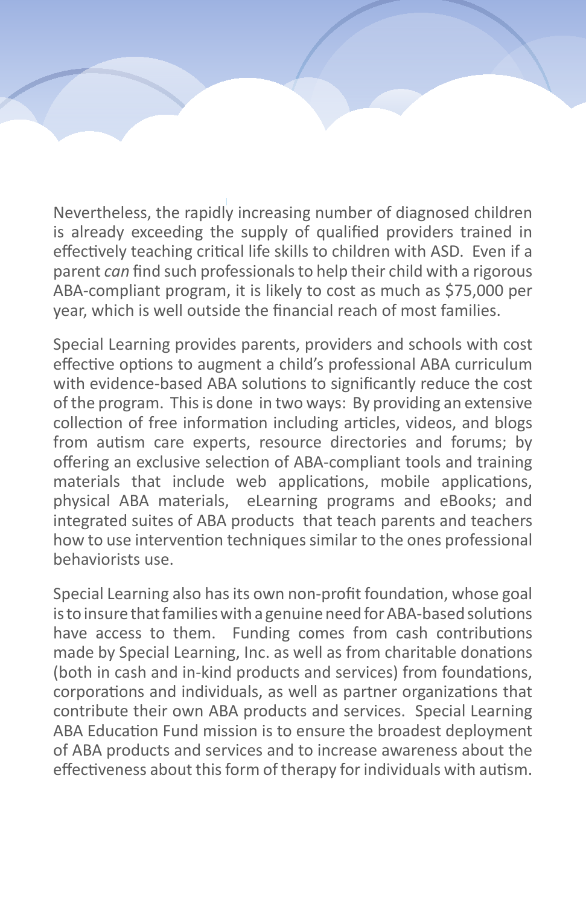Nevertheless, the rapidly increasing number of diagnosed children is already exceeding the supply of qualified providers trained in effectively teaching critical life skills to children with ASD. Even if a parent *can* find such professionals to help their child with a rigorous ABA-compliant program, it is likely to cost as much as $75,000 per year, which is well outside the financial reach of most families.

Special Learning provides parents, providers and schools with cost effective options to augment a child's professional ABA curriculum with evidence-based ABA solutions to significantly reduce the cost of the program. This is done in two ways: By providing an extensive collection of free information including articles, videos, and blogs from autism care experts, resource directories and forums; by offering an exclusive selection of ABA-compliant tools and training materials that include web applications, mobile applications, physical ABA materials, eLearning programs and eBooks; and integrated suites of ABA products that teach parents and teachers how to use intervention techniques similar to the ones professional behaviorists use.

Special Learning also has its own non-profit foundation, whose goal is to insure that families with a genuine need for ABA-based solutions have access to them. Funding comes from cash contributions made by Special Learning, Inc. as well as from charitable donations (both in cash and in-kind products and services) from foundations, corporations and individuals, as well as partner organizations that contribute their own ABA products and services. Special Learning ABA Education Fund mission is to ensure the broadest deployment of ABA products and services and to increase awareness about the effectiveness about this form of therapy for individuals with autism.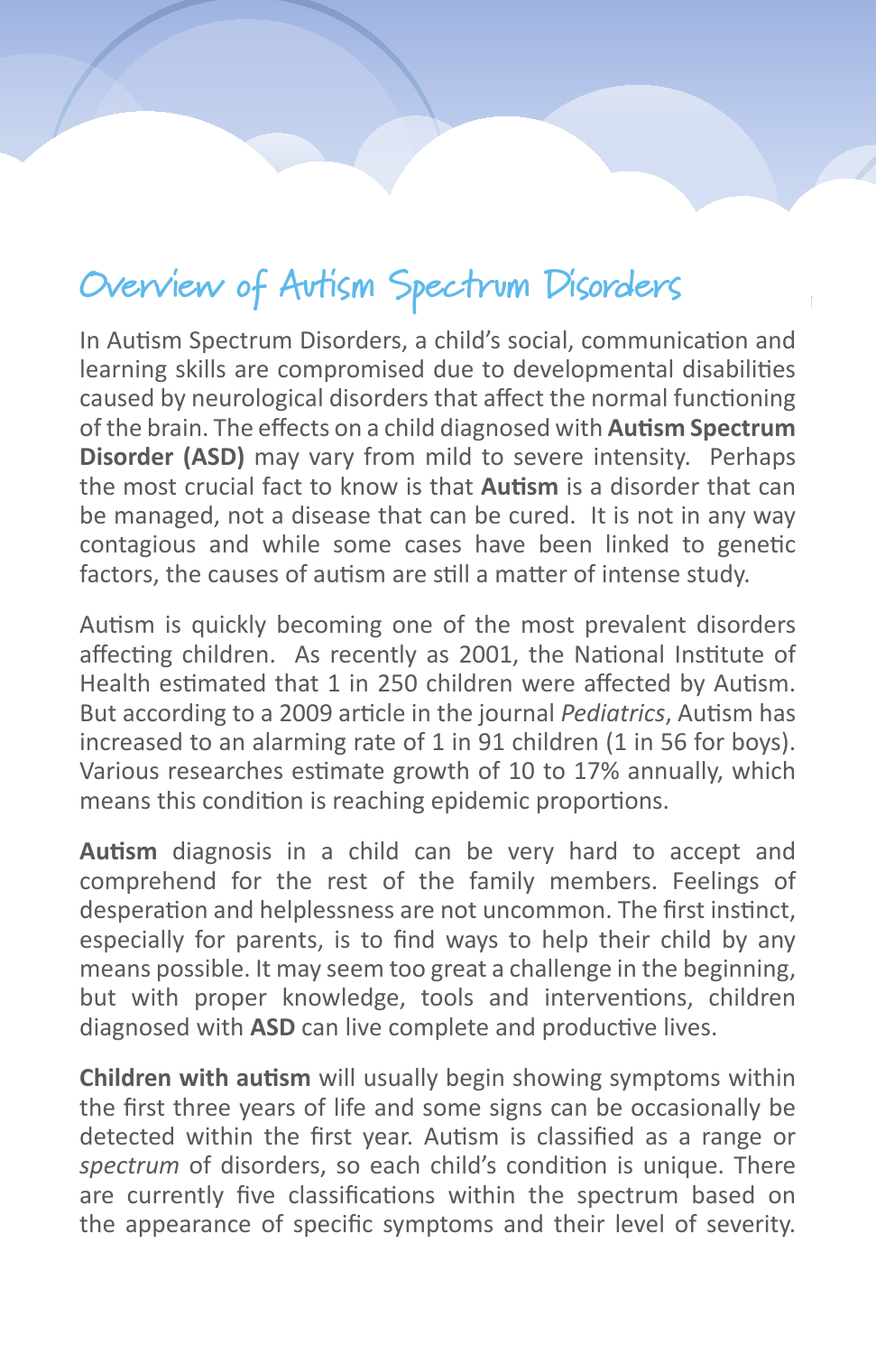# Overview of Autism Spectrum Disorders

In Autism Spectrum Disorders, a child's social, communication and learning skills are compromised due to developmental disabilities caused by neurological disorders that affect the normal functioning of the brain. The effects on a child diagnosed with **Autism Spectrum Disorder (ASD)** may vary from mild to severe intensity. Perhaps the most crucial fact to know is that **Autism** is a disorder that can be managed, not a disease that can be cured. It is not in any way contagious and while some cases have been linked to genetic factors, the causes of autism are still a matter of intense study.

Autism is quickly becoming one of the most prevalent disorders affecting children. As recently as 2001, the National Institute of Health estimated that 1 in 250 children were affected by Autism. But according to a 2009 article in the journal *Pediatrics*, Autism has increased to an alarming rate of 1 in 91 children (1 in 56 for boys). Various researches estimate growth of 10 to 17% annually, which means this condition is reaching epidemic proportions.

**Autism** diagnosis in a child can be very hard to accept and comprehend for the rest of the family members. Feelings of desperation and helplessness are not uncommon. The first instinct, especially for parents, is to find ways to help their child by any means possible. It may seem too great a challenge in the beginning, but with proper knowledge, tools and interventions, children diagnosed with **ASD** can live complete and productive lives.

**Children with autism** will usually begin showing symptoms within the first three years of life and some signs can be occasionally be detected within the first year. Autism is classified as a range or *spectrum* of disorders, so each child's condition is unique. There are currently five classifications within the spectrum based on the appearance of specific symptoms and their level of severity.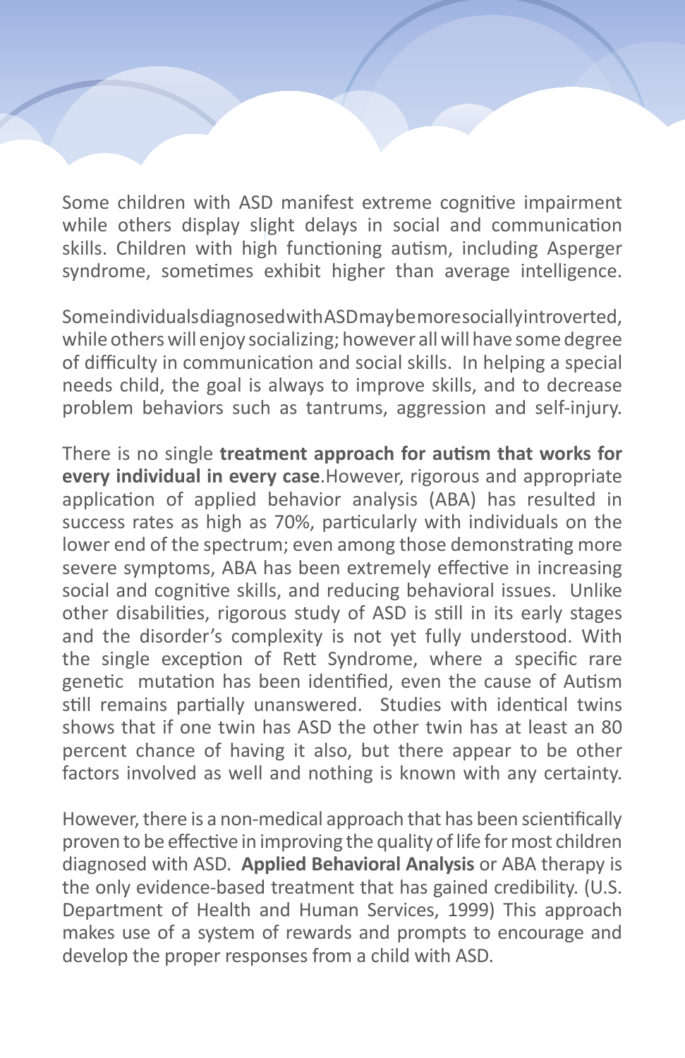Some children with ASD manifest extreme cognitive impairment while others display slight delays in social and communication skills. Children with high functioning autism, including Asperger syndrome, sometimes exhibit higher than average intelligence.

Someindividualsdiagnosedwith ASDmaybemoresociallyintroverted, while others will enjoy socializing; however all will have some degree of difficulty in communication and social skills. In helping a special needs child, the goal is always to improve skills, and to decrease problem behaviors such as tantrums, aggression and self-injury.

There is no single **treatment approach for autism that works for every individual in every case**.However, rigorous and appropriate application of applied behavior analysis (ABA) has resulted in success rates as high as 70%, particularly with individuals on the lower end of the spectrum; even among those demonstrating more severe symptoms, ABA has been extremely effective in increasing social and cognitive skills, and reducing behavioral issues. Unlike other disabilities, rigorous study of ASD is still in its early stages and the disorder's complexity is not yet fully understood. With the single exception of Rett Syndrome, where a specific rare genetic mutation has been identified, even the cause of Autism still remains partially unanswered. Studies with identical twins shows that if one twin has ASD the other twin has at least an 80 percent chance of having it also, but there appear to be other factors involved as well and nothing is known with any certainty.

However, there is a non-medical approach that has been scientifically proven to be effective in improving the quality of life for most children diagnosed with ASD. **Applied Behavioral Analysis** or ABA therapy is the only evidence-based treatment that has gained credibility. (U.S. Department of Health and Human Services, 1999) This approach makes use of a system of rewards and prompts to encourage and develop the proper responses from a child with ASD.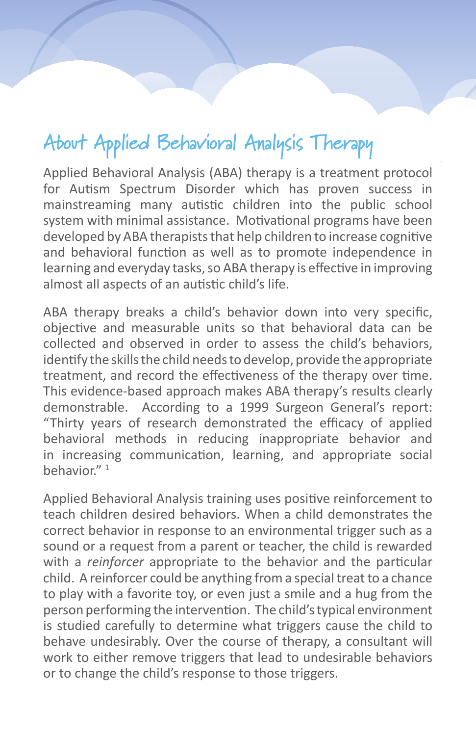# About Applied Behavioral Analysis Therapy

Applied Behavioral Analysis (ABA) therapy is a treatment protocol for Autism Spectrum Disorder which has proven success in mainstreaming many autistic children into the public school system with minimal assistance. Motivational programs have been developed by ABA therapists that help children to increase cognitive and behavioral function as well as to promote independence in learning and everyday tasks, so ABA therapy is effective in improving almost all aspects of an autistic child's life.

ABA therapy breaks a child's behavior down into very specific, objective and measurable units so that behavioral data can be collected and observed in order to assess the child's behaviors, identify the skills the child needs to develop, provide the appropriate treatment, and record the effectiveness of the therapy over time. This evidence-based approach makes ABA therapy's results clearly demonstrable. According to a 1999 Surgeon General's report: "Thirty years of research demonstrated the efficacy of applied behavioral methods in reducing inappropriate behavior and in increasing communication, learning, and appropriate social behavior." [1]

Applied Behavioral Analysis training uses positive reinforcement to teach children desired behaviors. When a child demonstrates the correct behavior in response to an environmental trigger such as a sound or a request from a parent or teacher, the child is rewarded with a *reinforcer* appropriate to the behavior and the particular child. A reinforcer could be anything from a special treat to a chance to play with a favorite toy, or even just a smile and a hug from the person performing the intervention. The child's typical environment is studied carefully to determine what triggers cause the child to behave undesirably. Over the course of therapy, a consultant will work to either remove triggers that lead to undesirable behaviors or to change the child's response to those triggers.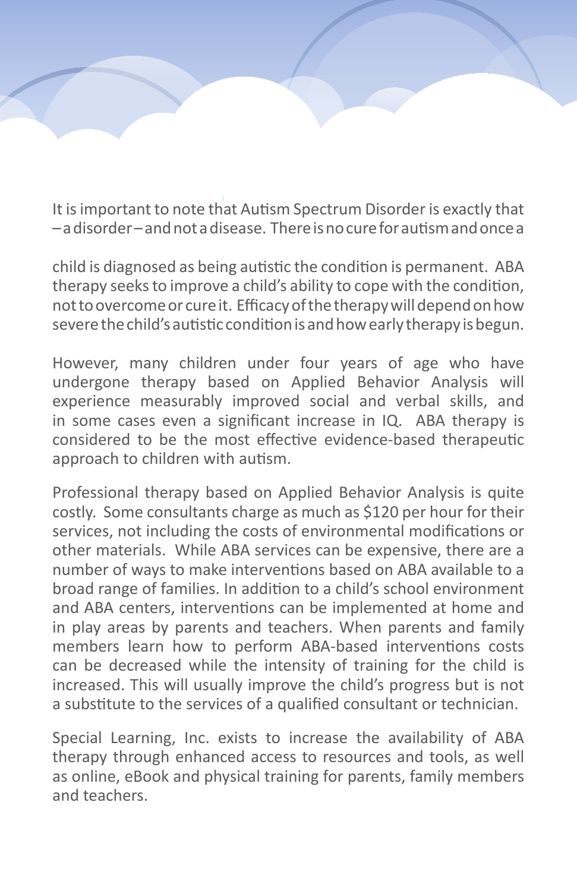It is important to note that Autism Spectrum Disorder is exactly that – a disorder – and not a disease. There is no cure for autism and once a child is diagnosed as being autistic the condition is permanent. ABA therapy seeks to improve a child's ability to cope with the condition, not to overcome or cure it. Efficacy of the therapy will depend on how severe the child's autistic condition is and how early therapy is begun.

However, many children under four years of age who have undergone therapy based on Applied Behavior Analysis will experience measurably improved social and verbal skills, and in some cases even a significant increase in IQ. ABA therapy is considered to be the most effective evidence-based therapeutic approach to children with autism.

Professional therapy based on Applied Behavior Analysis is quite costly. Some consultants charge as much as $120 per hour for their services, not including the costs of environmental modifications or other materials. While ABA services can be expensive, there are a number of ways to make interventions based on ABA available to a broad range of families. In addition to a child's school environment and ABA centers, interventions can be implemented at home and in play areas by parents and teachers. When parents and family members learn how to perform ABA-based interventions costs can be decreased while the intensity of training for the child is increased. This will usually improve the child's progress but is not a substitute to the services of a qualified consultant or technician.

Special Learning, Inc. exists to increase the availability of ABA therapy through enhanced access to resources and tools, as well as online, eBook and physical training for parents, family members and teachers.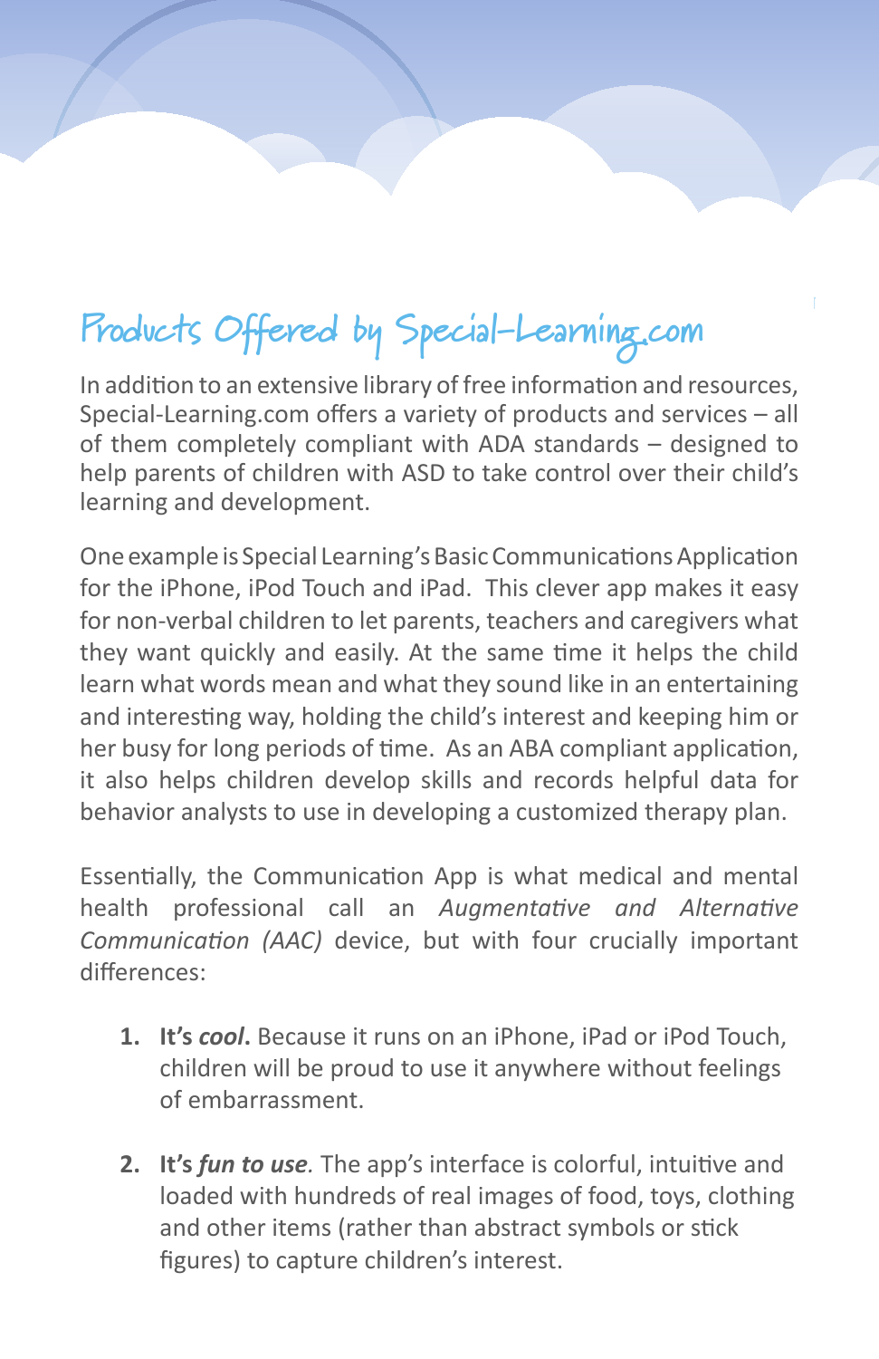# Products Offered by Special-Learning.com

In addition to an extensive library of free information and resources, Special-Learning.com offers a variety of products and services – all of them completely compliant with ADA standards – designed to help parents of children with ASD to take control over their child's learning and development.

One example is Special Learning's Basic Communications Application for the iPhone, iPod Touch and iPad. This clever app makes it easy for non-verbal children to let parents, teachers and caregivers what they want quickly and easily. At the same time it helps the child learn what words mean and what they sound like in an entertaining and interesting way, holding the child's interest and keeping him or her busy for long periods of time. As an ABA compliant application, it also helps children develop skills and records helpful data for behavior analysts to use in developing a customized therapy plan.

Essentially, the Communication App is what medical and mental health professional call an *Augmentative and Alternative Communication (AAC)* device, but with four crucially important differences:

1. **It's *cool*.** Because it runs on an iPhone, iPad or iPod Touch, children will be proud to use it anywhere without feelings of embarrassment.

2. **It's *fun to use*.** The app's interface is colorful, intuitive and loaded with hundreds of real images of food, toys, clothing and other items (rather than abstract symbols or stick figures) to capture children's interest.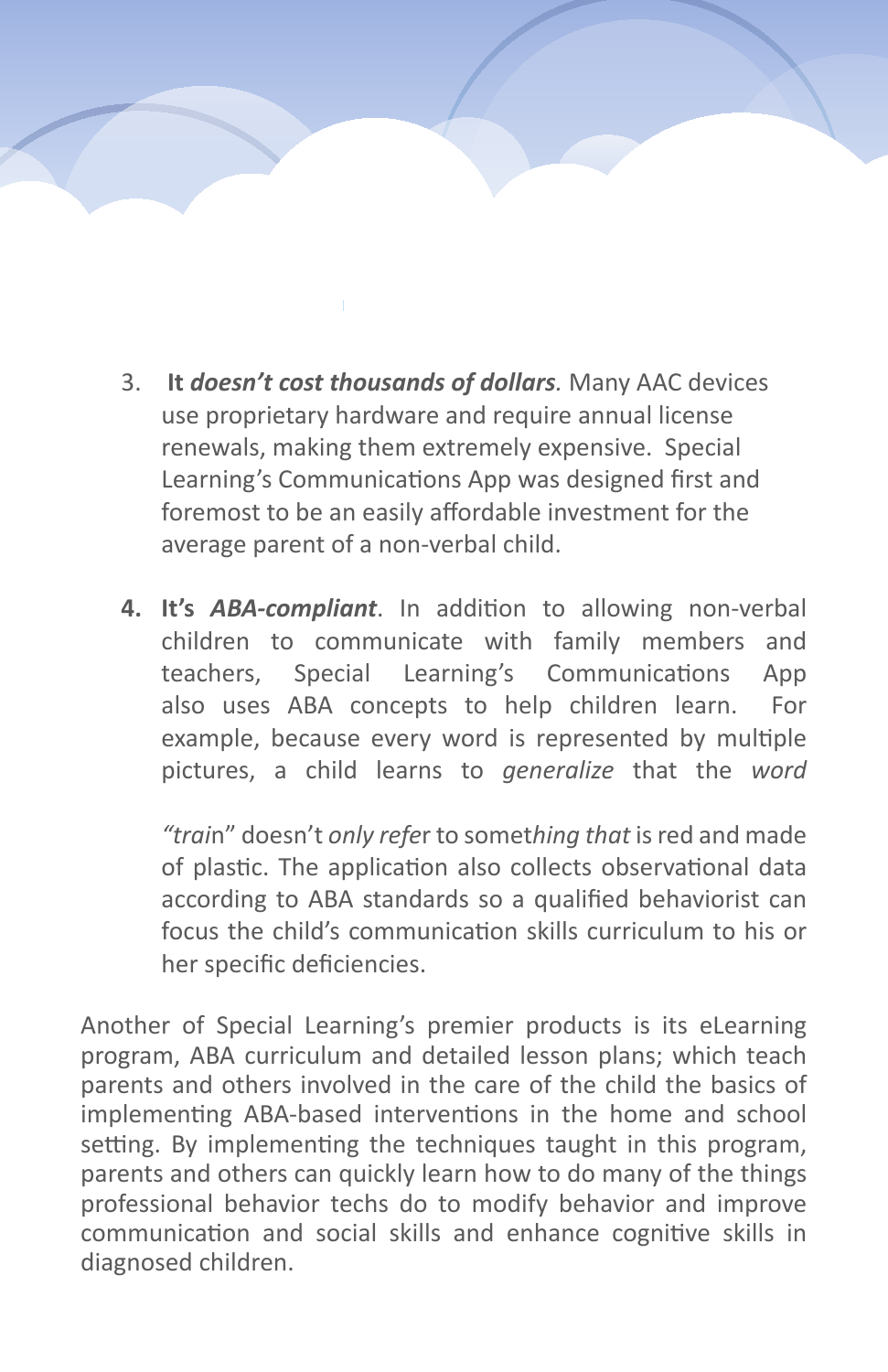3. **It *doesn't cost thousands of dollars*.** Many AAC devices use proprietary hardware and require annual license renewals, making them extremely expensive. Special Learning's Communications App was designed first and foremost to be an easily affordable investment for the average parent of a non-verbal child.

4. **It's *ABA-compliant***. In addition to allowing non-verbal children to communicate with family members and teachers, Special Learning's Communications App also uses ABA concepts to help children learn. For example, because every word is represented by multiple pictures, a child learns to *generalize* that the *word*

   *"trai*n" doesn't *only refe*r to somet*hing that* is red and made of plastic. The application also collects observational data according to ABA standards so a qualified behaviorist can focus the child's communication skills curriculum to his or her specific deficiencies.

Another of Special Learning's premier products is its eLearning program, ABA curriculum and detailed lesson plans; which teach parents and others involved in the care of the child the basics of implementing ABA-based interventions in the home and school setting. By implementing the techniques taught in this program, parents and others can quickly learn how to do many of the things professional behavior techs do to modify behavior and improve communication and social skills and enhance cognitive skills in diagnosed children.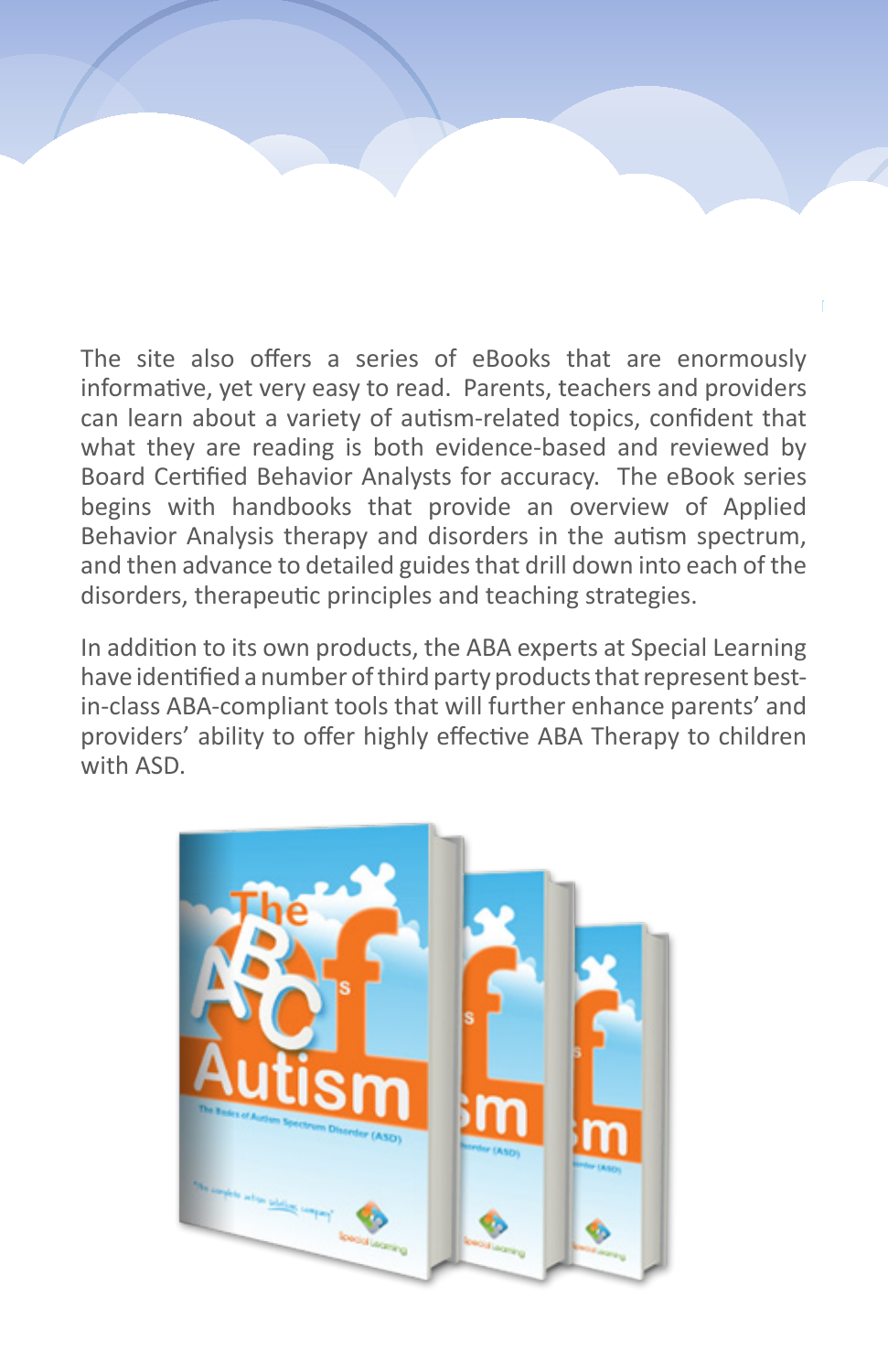The site also offers a series of eBooks that are enormously informative, yet very easy to read. Parents, teachers and providers can learn about a variety of autism-related topics, confident that what they are reading is both evidence-based and reviewed by Board Certified Behavior Analysts for accuracy. The eBook series begins with handbooks that provide an overview of Applied Behavior Analysis therapy and disorders in the autism spectrum, and then advance to detailed guides that drill down into each of the disorders, therapeutic principles and teaching strategies.

In addition to its own products, the ABA experts at Special Learning have identified a number of third party products that represent best-in-class ABA-compliant tools that will further enhance parents' and providers' ability to offer highly effective ABA Therapy to children with ASD.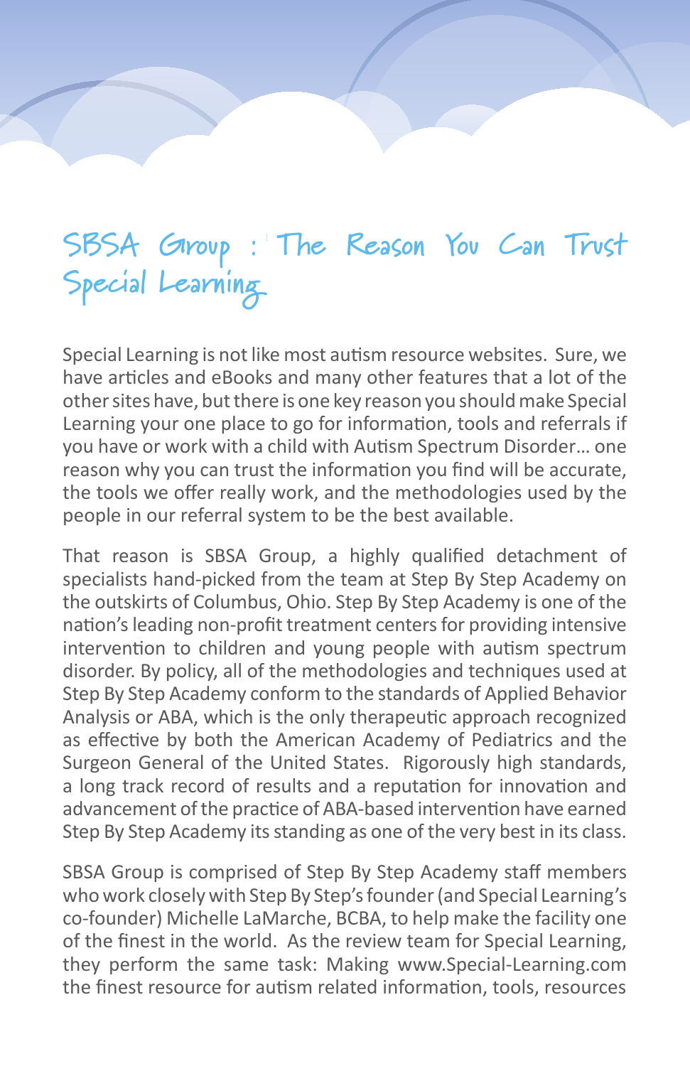# SBSA Group : The Reason You Can Trust Special Learning

Special Learning is not like most autism resource websites. Sure, we have articles and eBooks and many other features that a lot of the other sites have, but there is one key reason you should make Special Learning your one place to go for information, tools and referrals if you have or work with a child with Autism Spectrum Disorder… one reason why you can trust the information you find will be accurate, the tools we offer really work, and the methodologies used by the people in our referral system to be the best available.

That reason is SBSA Group, a highly qualified detachment of specialists hand-picked from the team at Step By Step Academy on the outskirts of Columbus, Ohio. Step By Step Academy is one of the nation's leading non-profit treatment centers for providing intensive intervention to children and young people with autism spectrum disorder. By policy, all of the methodologies and techniques used at Step By Step Academy conform to the standards of Applied Behavior Analysis or ABA, which is the only therapeutic approach recognized as effective by both the American Academy of Pediatrics and the Surgeon General of the United States. Rigorously high standards, a long track record of results and a reputation for innovation and advancement of the practice of ABA-based intervention have earned Step By Step Academy its standing as one of the very best in its class.

SBSA Group is comprised of Step By Step Academy staff members who work closely with Step By Step's founder (and Special Learning's co-founder) Michelle LaMarche, BCBA, to help make the facility one of the finest in the world. As the review team for Special Learning, they perform the same task: Making www.Special-Learning.com the finest resource for autism related information, tools, resources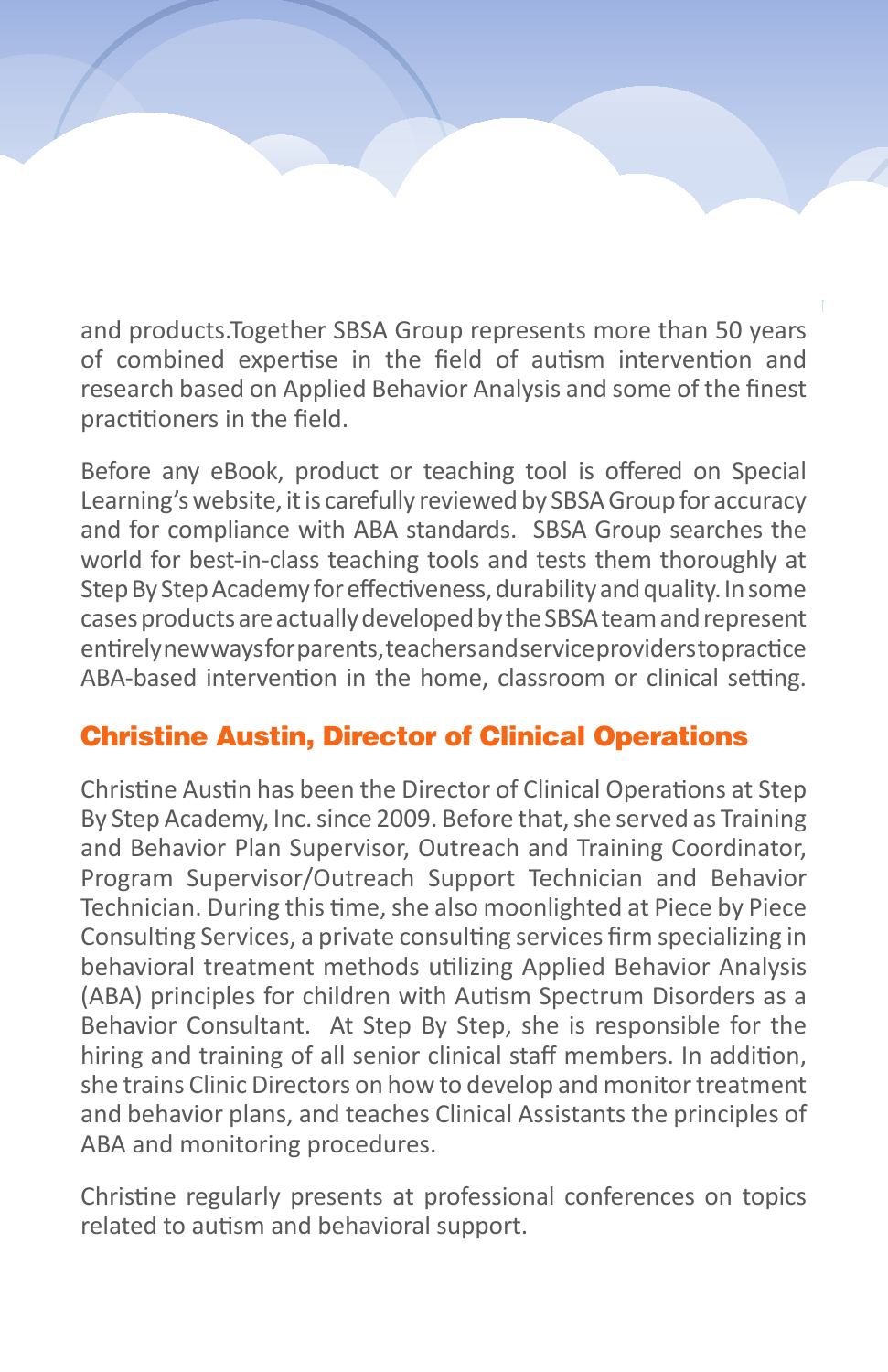and products.Together SBSA Group represents more than 50 years of combined expertise in the field of autism intervention and research based on Applied Behavior Analysis and some of the finest practitioners in the field.

Before any eBook, product or teaching tool is offered on Special Learning's website, it is carefully reviewed by SBSA Group for accuracy and for compliance with ABA standards. SBSA Group searches the world for best-in-class teaching tools and tests them thoroughly at Step By Step Academy for effectiveness, durability and quality. In some cases products are actually developed by the SBSA team and represent entirely new ways for parents, teachers and service providers to practice ABA-based intervention in the home, classroom or clinical setting.

## Christine Austin, Director of Clinical Operations

Christine Austin has been the Director of Clinical Operations at Step By Step Academy, Inc. since 2009. Before that, she served as Training and Behavior Plan Supervisor, Outreach and Training Coordinator, Program Supervisor/Outreach Support Technician and Behavior Technician. During this time, she also moonlighted at Piece by Piece Consulting Services, a private consulting services firm specializing in behavioral treatment methods utilizing Applied Behavior Analysis (ABA) principles for children with Autism Spectrum Disorders as a Behavior Consultant. At Step By Step, she is responsible for the hiring and training of all senior clinical staff members. In addition, she trains Clinic Directors on how to develop and monitor treatment and behavior plans, and teaches Clinical Assistants the principles of ABA and monitoring procedures.

Christine regularly presents at professional conferences on topics related to autism and behavioral support.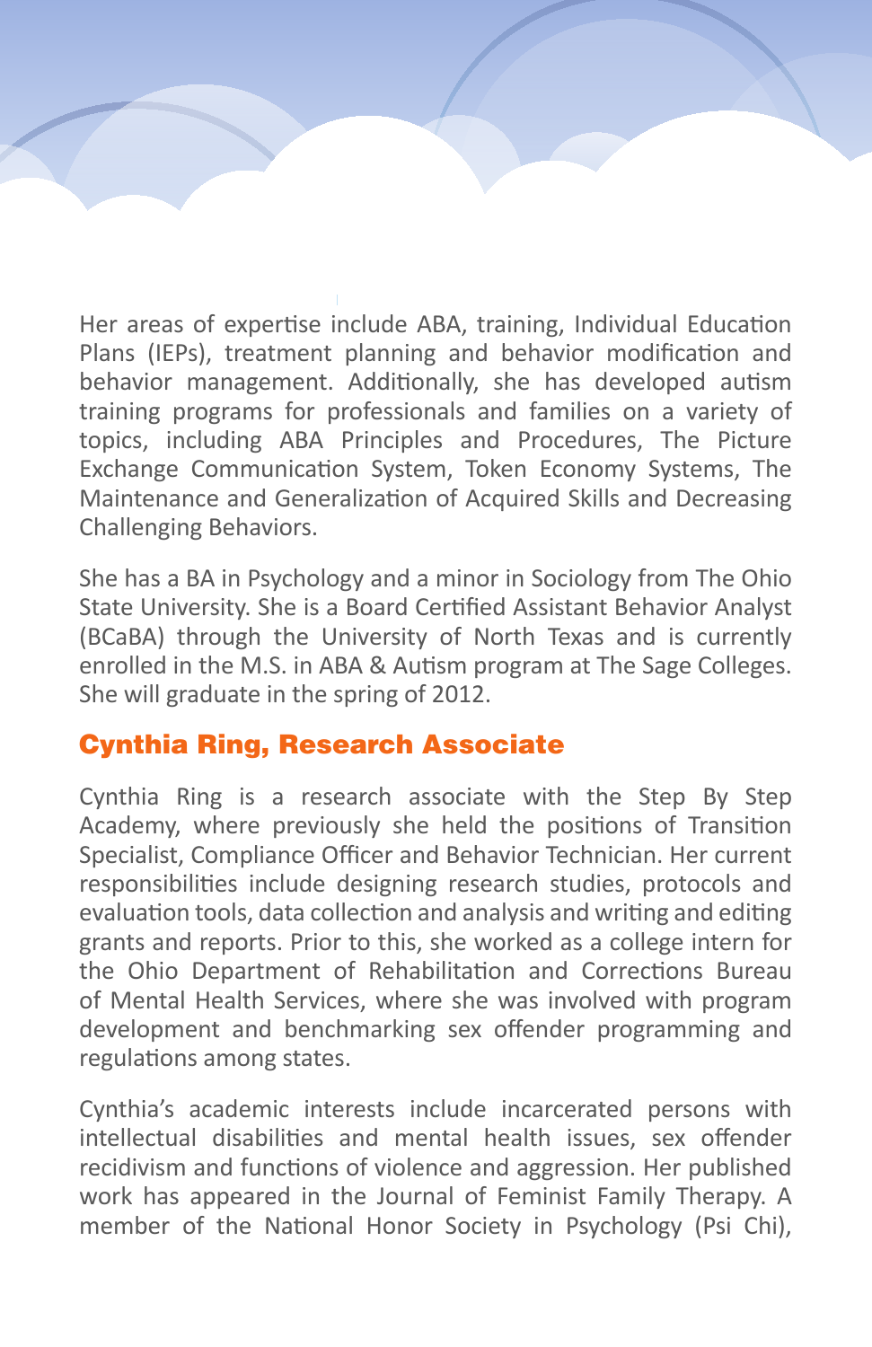Her areas of expertise include ABA, training, Individual Education Plans (IEPs), treatment planning and behavior modification and behavior management. Additionally, she has developed autism training programs for professionals and families on a variety of topics, including ABA Principles and Procedures, The Picture Exchange Communication System, Token Economy Systems, The Maintenance and Generalization of Acquired Skills and Decreasing Challenging Behaviors.

She has a BA in Psychology and a minor in Sociology from The Ohio State University. She is a Board Certified Assistant Behavior Analyst (BCaBA) through the University of North Texas and is currently enrolled in the M.S. in ABA & Autism program at The Sage Colleges. She will graduate in the spring of 2012.

## Cynthia Ring, Research Associate

Cynthia Ring is a research associate with the Step By Step Academy, where previously she held the positions of Transition Specialist, Compliance Officer and Behavior Technician. Her current responsibilities include designing research studies, protocols and evaluation tools, data collection and analysis and writing and editing grants and reports. Prior to this, she worked as a college intern for the Ohio Department of Rehabilitation and Corrections Bureau of Mental Health Services, where she was involved with program development and benchmarking sex offender programming and regulations among states.

Cynthia's academic interests include incarcerated persons with intellectual disabilities and mental health issues, sex offender recidivism and functions of violence and aggression. Her published work has appeared in the Journal of Feminist Family Therapy. A member of the National Honor Society in Psychology (Psi Chi),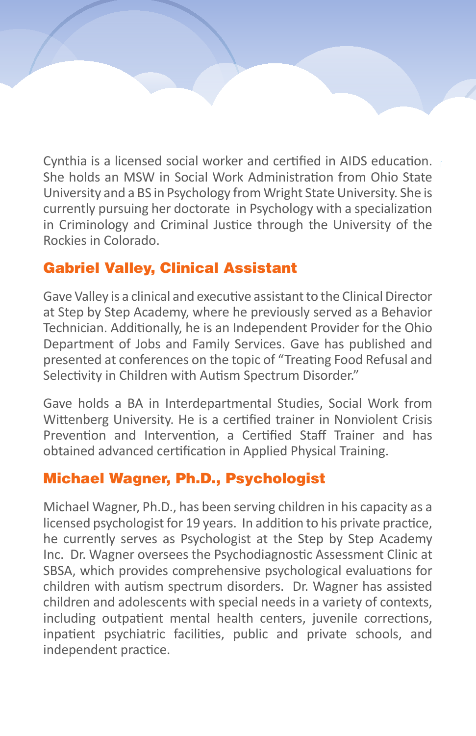Cynthia is a licensed social worker and certified in AIDS education. She holds an MSW in Social Work Administration from Ohio State University and a BS in Psychology from Wright State University. She is currently pursuing her doctorate in Psychology with a specialization in Criminology and Criminal Justice through the University of the Rockies in Colorado.

## Gabriel Valley, Clinical Assistant

Gave Valley is a clinical and executive assistant to the Clinical Director at Step by Step Academy, where he previously served as a Behavior Technician. Additionally, he is an Independent Provider for the Ohio Department of Jobs and Family Services. Gave has published and presented at conferences on the topic of "Treating Food Refusal and Selectivity in Children with Autism Spectrum Disorder."

Gave holds a BA in Interdepartmental Studies, Social Work from Wittenberg University. He is a certified trainer in Nonviolent Crisis Prevention and Intervention, a Certified Staff Trainer and has obtained advanced certification in Applied Physical Training.

## Michael Wagner, Ph.D., Psychologist

Michael Wagner, Ph.D., has been serving children in his capacity as a licensed psychologist for 19 years. In addition to his private practice, he currently serves as Psychologist at the Step by Step Academy Inc. Dr. Wagner oversees the Psychodiagnostic Assessment Clinic at SBSA, which provides comprehensive psychological evaluations for children with autism spectrum disorders. Dr. Wagner has assisted children and adolescents with special needs in a variety of contexts, including outpatient mental health centers, juvenile corrections, inpatient psychiatric facilities, public and private schools, and independent practice.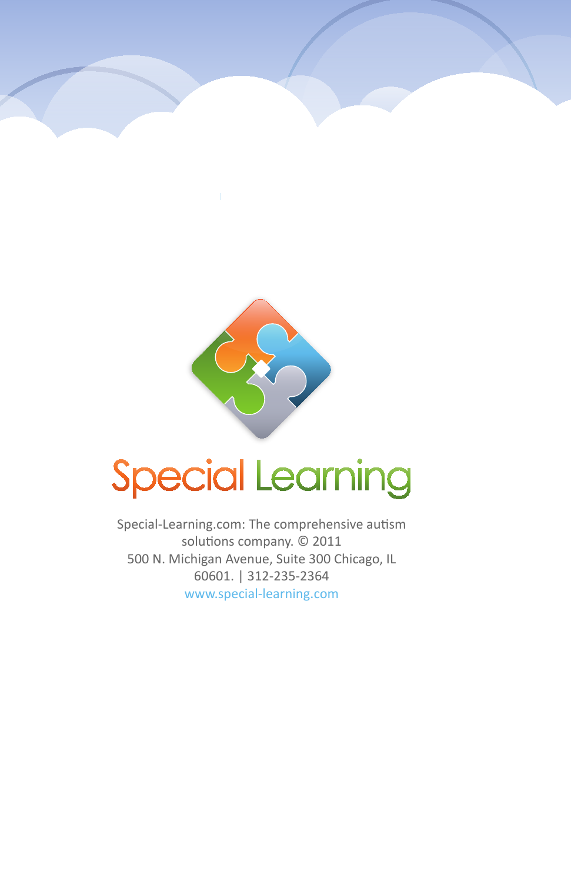Special Learning

Special-Learning.com: The comprehensive autism solutions company. © 2011
500 N. Michigan Avenue, Suite 300 Chicago, IL 60601. | 312-235-2364
www.special-learning.com